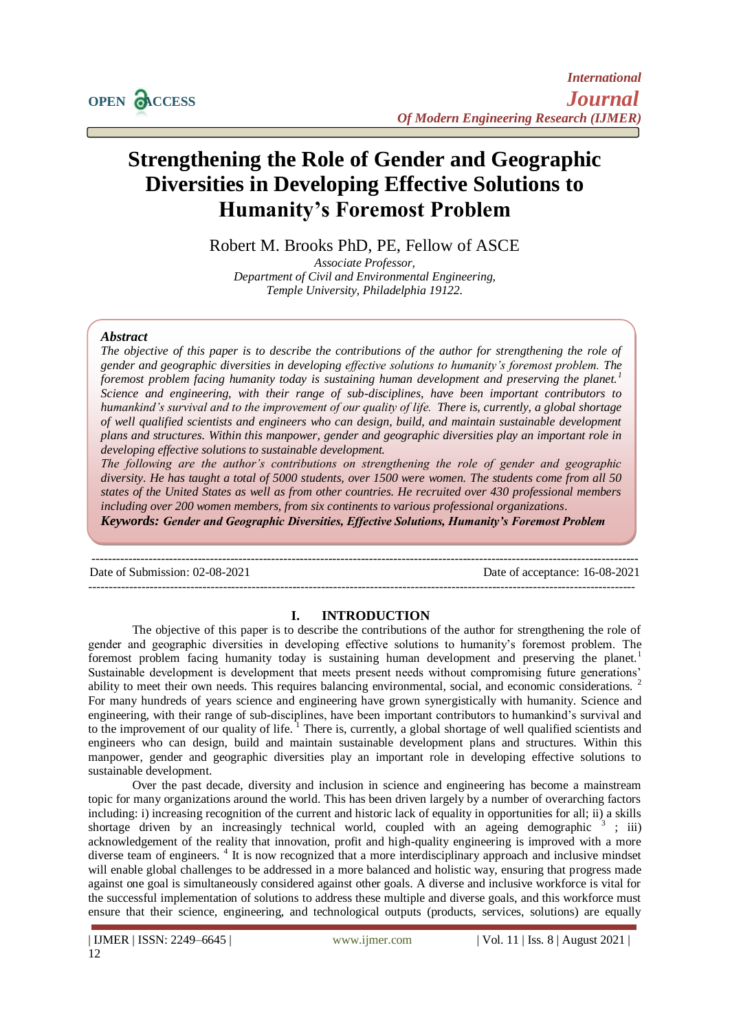# Strengthening the Role of Gender and Geographic Diversities in Developing Effective Solutions to Humanity's Foremost Problem

Robert M. Brooks PhD, PE, Fellow of ASCE

*Associate Professor,*
*Department of Civil and Environmental Engineering,*
*Temple University, Philadelphia 19122.*

***Abstract***

*The objective of this paper is to describe the contributions of the author for strengthening the role of gender and geographic diversities in developing effective solutions to humanity's foremost problem. The foremost problem facing humanity today is sustaining human development and preserving the planet.*[1] *Science and engineering, with their range of sub-disciplines, have been important contributors to humankind's survival and to the improvement of our quality of life. There is, currently, a global shortage of well qualified scientists and engineers who can design, build, and maintain sustainable development plans and structures. Within this manpower, gender and geographic diversities play an important role in developing effective solutions to sustainable development.*

*The following are the author's contributions on strengthening the role of gender and geographic diversity. He has taught a total of 5000 students, over 1500 were women. The students come from all 50 states of the United States as well as from other countries. He recruited over 430 professional members including over 200 women members, from six continents to various professional organizations.*

***Keywords:*** ***Gender and Geographic Diversities, Effective Solutions, Humanity's Foremost Problem***

---

Date of Submission: 02-08-2021 | Date of acceptance: 16-08-2021

---

## I. INTRODUCTION

The objective of this paper is to describe the contributions of the author for strengthening the role of gender and geographic diversities in developing effective solutions to humanity's foremost problem. The foremost problem facing humanity today is sustaining human development and preserving the planet.[1] Sustainable development is development that meets present needs without compromising future generations' ability to meet their own needs. This requires balancing environmental, social, and economic considerations. [2] For many hundreds of years science and engineering have grown synergistically with humanity. Science and engineering, with their range of sub-disciplines, have been important contributors to humankind's survival and to the improvement of our quality of life. [1] There is, currently, a global shortage of well qualified scientists and engineers who can design, build and maintain sustainable development plans and structures. Within this manpower, gender and geographic diversities play an important role in developing effective solutions to sustainable development.

Over the past decade, diversity and inclusion in science and engineering has become a mainstream topic for many organizations around the world. This has been driven largely by a number of overarching factors including: i) increasing recognition of the current and historic lack of equality in opportunities for all; ii) a skills shortage driven by an increasingly technical world, coupled with an ageing demographic [3] ; iii) acknowledgement of the reality that innovation, profit and high-quality engineering is improved with a more diverse team of engineers. [4] It is now recognized that a more interdisciplinary approach and inclusive mindset will enable global challenges to be addressed in a more balanced and holistic way, ensuring that progress made against one goal is simultaneously considered against other goals. A diverse and inclusive workforce is vital for the successful implementation of solutions to address these multiple and diverse goals, and this workforce must ensure that their science, engineering, and technological outputs (products, services, solutions) are equally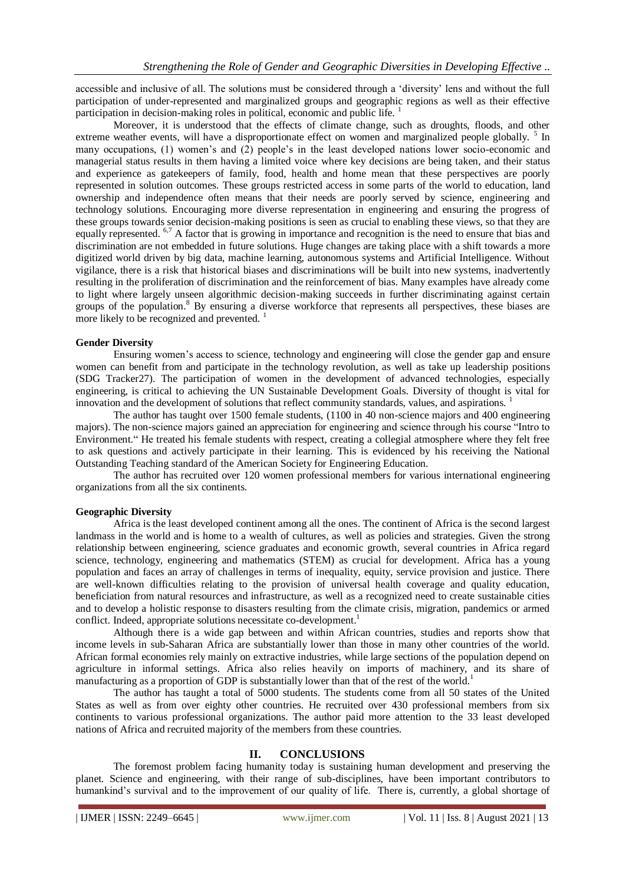accessible and inclusive of all. The solutions must be considered through a 'diversity' lens and without the full participation of under-represented and marginalized groups and geographic regions as well as their effective participation in decision-making roles in political, economic and public life. [1]

Moreover, it is understood that the effects of climate change, such as droughts, floods, and other extreme weather events, will have a disproportionate effect on women and marginalized people globally. [5] In many occupations, (1) women's and (2) people's in the least developed nations lower socio-economic and managerial status results in them having a limited voice where key decisions are being taken, and their status and experience as gatekeepers of family, food, health and home mean that these perspectives are poorly represented in solution outcomes. These groups restricted access in some parts of the world to education, land ownership and independence often means that their needs are poorly served by science, engineering and technology solutions. Encouraging more diverse representation in engineering and ensuring the progress of these groups towards senior decision-making positions is seen as crucial to enabling these views, so that they are equally represented. [6,7] A factor that is growing in importance and recognition is the need to ensure that bias and discrimination are not embedded in future solutions. Huge changes are taking place with a shift towards a more digitized world driven by big data, machine learning, autonomous systems and Artificial Intelligence. Without vigilance, there is a risk that historical biases and discriminations will be built into new systems, inadvertently resulting in the proliferation of discrimination and the reinforcement of bias. Many examples have already come to light where largely unseen algorithmic decision-making succeeds in further discriminating against certain groups of the population.[8] By ensuring a diverse workforce that represents all perspectives, these biases are more likely to be recognized and prevented. [1]

**Gender Diversity**

Ensuring women's access to science, technology and engineering will close the gender gap and ensure women can benefit from and participate in the technology revolution, as well as take up leadership positions (SDG Tracker27). The participation of women in the development of advanced technologies, especially engineering, is critical to achieving the UN Sustainable Development Goals. Diversity of thought is vital for innovation and the development of solutions that reflect community standards, values, and aspirations. [1]

The author has taught over 1500 female students, (1100 in 40 non-science majors and 400 engineering majors). The non-science majors gained an appreciation for engineering and science through his course "Intro to Environment." He treated his female students with respect, creating a collegial atmosphere where they felt free to ask questions and actively participate in their learning. This is evidenced by his receiving the National Outstanding Teaching standard of the American Society for Engineering Education.

The author has recruited over 120 women professional members for various international engineering organizations from all the six continents.

**Geographic Diversity**

Africa is the least developed continent among all the ones. The continent of Africa is the second largest landmass in the world and is home to a wealth of cultures, as well as policies and strategies. Given the strong relationship between engineering, science graduates and economic growth, several countries in Africa regard science, technology, engineering and mathematics (STEM) as crucial for development. Africa has a young population and faces an array of challenges in terms of inequality, equity, service provision and justice. There are well-known difficulties relating to the provision of universal health coverage and quality education, beneficiation from natural resources and infrastructure, as well as a recognized need to create sustainable cities and to develop a holistic response to disasters resulting from the climate crisis, migration, pandemics or armed conflict. Indeed, appropriate solutions necessitate co-development.[1]

Although there is a wide gap between and within African countries, studies and reports show that income levels in sub-Saharan Africa are substantially lower than those in many other countries of the world. African formal economies rely mainly on extractive industries, while large sections of the population depend on agriculture in informal settings. Africa also relies heavily on imports of machinery, and its share of manufacturing as a proportion of GDP is substantially lower than that of the rest of the world.[1]

The author has taught a total of 5000 students. The students come from all 50 states of the United States as well as from over eighty other countries. He recruited over 430 professional members from six continents to various professional organizations. The author paid more attention to the 33 least developed nations of Africa and recruited majority of the members from these countries.

## II. CONCLUSIONS

The foremost problem facing humanity today is sustaining human development and preserving the planet. Science and engineering, with their range of sub-disciplines, have been important contributors to humankind's survival and to the improvement of our quality of life. There is, currently, a global shortage of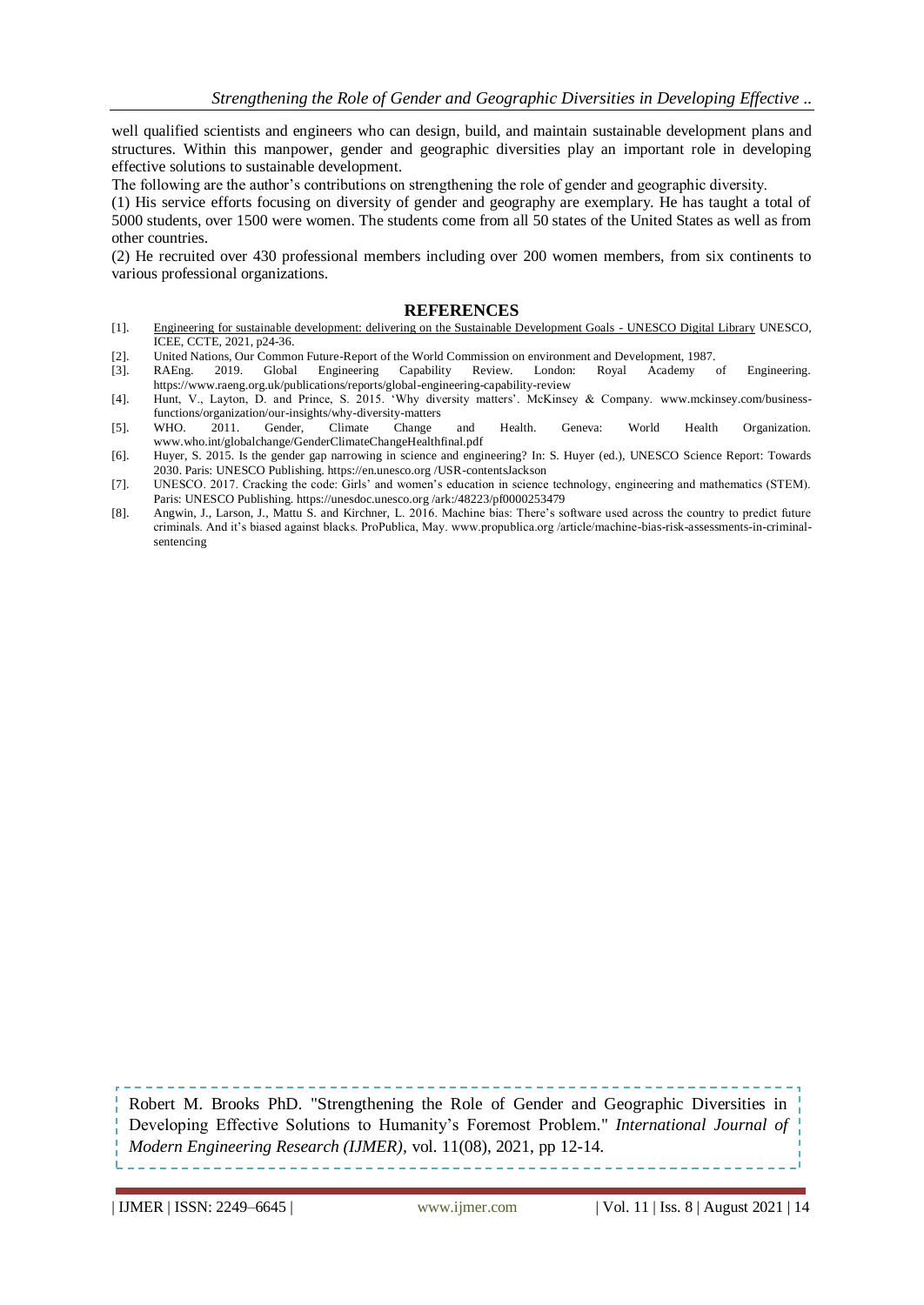well qualified scientists and engineers who can design, build, and maintain sustainable development plans and structures. Within this manpower, gender and geographic diversities play an important role in developing effective solutions to sustainable development.

The following are the author's contributions on strengthening the role of gender and geographic diversity.

(1) His service efforts focusing on diversity of gender and geography are exemplary. He has taught a total of 5000 students, over 1500 were women. The students come from all 50 states of the United States as well as from other countries.

(2) He recruited over 430 professional members including over 200 women members, from six continents to various professional organizations.

## REFERENCES

[1]. Engineering for sustainable development: delivering on the Sustainable Development Goals - UNESCO Digital Library UNESCO, ICEE, CCTE, 2021, p24-36.

[2]. United Nations, Our Common Future-Report of the World Commission on environment and Development, 1987.

[3]. RAEng. 2019. Global Engineering Capability Review. London: Royal Academy of Engineering. https://www.raeng.org.uk/publications/reports/global-engineering-capability-review

[4]. Hunt, V., Layton, D. and Prince, S. 2015. 'Why diversity matters'. McKinsey & Company. www.mckinsey.com/business-functions/organization/our-insights/why-diversity-matters

[5]. WHO. 2011. Gender, Climate Change and Health. Geneva: World Health Organization. www.who.int/globalchange/GenderClimateChangeHealthfinal.pdf

[6]. Huyer, S. 2015. Is the gender gap narrowing in science and engineering? In: S. Huyer (ed.), UNESCO Science Report: Towards 2030. Paris: UNESCO Publishing. https://en.unesco.org /USR-contentsJackson

[7]. UNESCO. 2017. Cracking the code: Girls' and women's education in science technology, engineering and mathematics (STEM). Paris: UNESCO Publishing. https://unesdoc.unesco.org /ark:/48223/pf0000253479

[8]. Angwin, J., Larson, J., Mattu S. and Kirchner, L. 2016. Machine bias: There's software used across the country to predict future criminals. And it's biased against blacks. ProPublica, May. www.propublica.org /article/machine-bias-risk-assessments-in-criminal-sentencing

Robert M. Brooks PhD. "Strengthening the Role of Gender and Geographic Diversities in Developing Effective Solutions to Humanity's Foremost Problem." *International Journal of Modern Engineering Research (IJMER)*, vol. 11(08), 2021, pp 12-14.